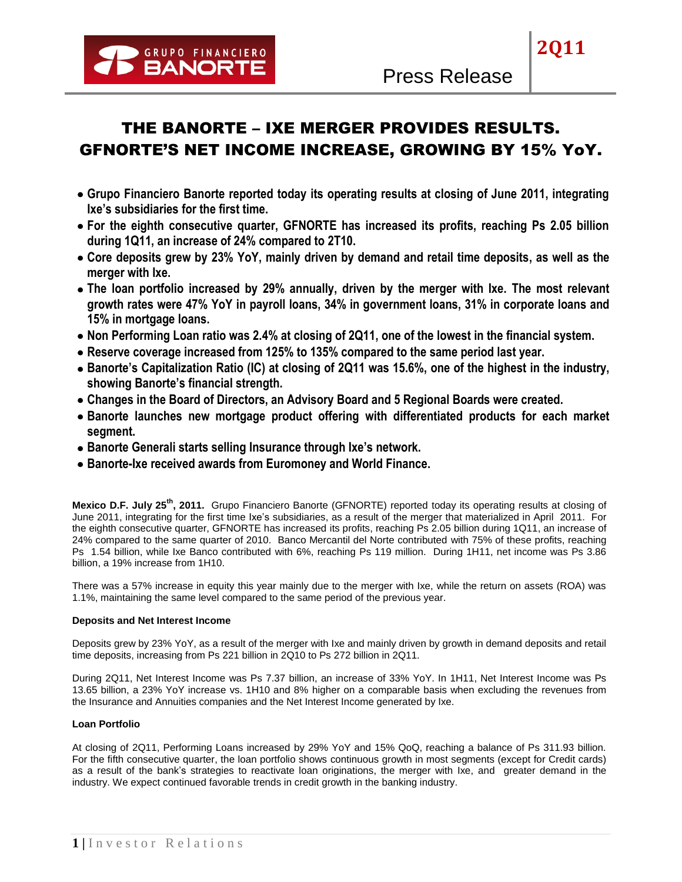# THE BANORTE – IXE MERGER PROVIDES RESULTS. GFNORTE'S NET INCOME INCREASE, GROWING BY 15% YoY.

- **Grupo Financiero Banorte reported today its operating results at closing of June 2011, integrating Ixe's subsidiaries for the first time.**
- **For the eighth consecutive quarter, GFNORTE has increased its profits, reaching Ps 2.05 billion during 1Q11, an increase of 24% compared to 2T10.**
- **Core deposits grew by 23% YoY, mainly driven by demand and retail time deposits, as well as the merger with Ixe.**
- **The loan portfolio increased by 29% annually, driven by the merger with Ixe. The most relevant growth rates were 47% YoY in payroll loans, 34% in government loans, 31% in corporate loans and 15% in mortgage loans.**
- **Non Performing Loan ratio was 2.4% at closing of 2Q11, one of the lowest in the financial system.**
- **Reserve coverage increased from 125% to 135% compared to the same period last year.**
- **Banorte's Capitalization Ratio (IC) at closing of 2Q11 was 15.6%, one of the highest in the industry, showing Banorte's financial strength.**
- **Changes in the Board of Directors, an Advisory Board and 5 Regional Boards were created.**
- **Banorte launches new mortgage product offering with differentiated products for each market segment.**
- **Banorte Generali starts selling Insurance through Ixe's network.**
- **Banorte-Ixe received awards from Euromoney and World Finance.**

**Mexico D.F. July 25th, 2011.** Grupo Financiero Banorte (GFNORTE) reported today its operating results at closing of June 2011, integrating for the first time Ixe's subsidiaries, as a result of the merger that materialized in April 2011. For the eighth consecutive quarter, GFNORTE has increased its profits, reaching Ps 2.05 billion during 1Q11, an increase of 24% compared to the same quarter of 2010. Banco Mercantil del Norte contributed with 75% of these profits, reaching Ps 1.54 billion, while Ixe Banco contributed with 6%, reaching Ps 119 million. During 1H11, net income was Ps 3.86 billion, a 19% increase from 1H10.

There was a 57% increase in equity this year mainly due to the merger with Ixe, while the return on assets (ROA) was 1.1%, maintaining the same level compared to the same period of the previous year.

#### Deposits and Net Interest Income

Deposits grew by 23% YoY, as a result of the merger with Ixe and mainly driven by growth in demand deposits and retail time deposits, increasing from Ps 221 billion in 2Q10 to Ps 272 billion in 2Q11.

During 2Q11, Net Interest Income was Ps 7.37 billion, an increase of 33% YoY. In 1H11, Net Interest Income was Ps 13.65 billion, a 23% YoY increase vs. 1H10 and 8% higher on a comparable basis when excluding the revenues from the Insurance and Annuities companies and the Net Interest Income generated by Ixe.

#### Loan Portfolio

At closing of 2Q11, Performing Loans increased by 29% YoY and 15% QoQ, reaching a balance of Ps 311.93 billion. For the fifth consecutive quarter, the loan portfolio shows continuous growth in most segments (except for Credit cards) as a result of the bank's strategies to reactivate loan originations, the merger with Ixe, and greater demand in the industry. We expect continued favorable trends in credit growth in the banking industry.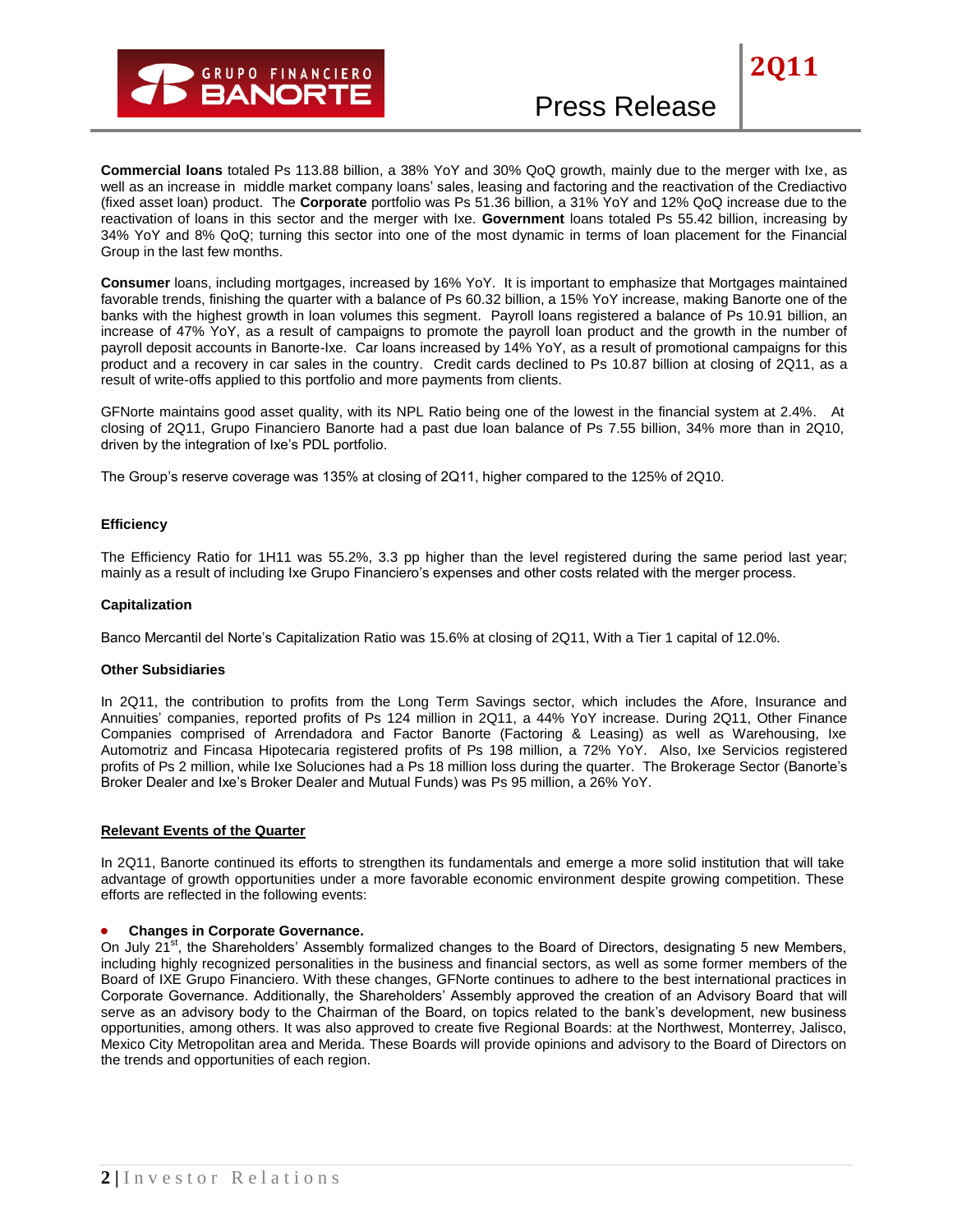**Commercial loans** totaled Ps 113.88 billion, a 38% YoY and 30% QoQ growth, mainly due to the merger with Ixe, as well as an increase in middle market company loans' sales, leasing and factoring and the reactivation of the Crediactivo (fixed asset loan) product. The **Corporate** portfolio was Ps 51.36 billion, a 31% YoY and 12% QoQ increase due to the reactivation of loans in this sector and the merger with Ixe. **Government** loans totaled Ps 55.42 billion, increasing by 34% YoY and 8% QoQ; turning this sector into one of the most dynamic in terms of loan placement for the Financial Group in the last few months.

**Consumer** loans, including mortgages, increased by 16% YoY. It is important to emphasize that Mortgages maintained favorable trends, finishing the quarter with a balance of Ps 60.32 billion, a 15% YoY increase, making Banorte one of the banks with the highest growth in loan volumes this segment. Payroll loans registered a balance of Ps 10.91 billion, an increase of 47% YoY, as a result of campaigns to promote the payroll loan product and the growth in the number of payroll deposit accounts in Banorte-Ixe. Car loans increased by 14% YoY, as a result of promotional campaigns for this product and a recovery in car sales in the country. Credit cards declined to Ps 10.87 billion at closing of 2Q11, as a result of write-offs applied to this portfolio and more payments from clients.

GFNorte maintains good asset quality, with its NPL Ratio being one of the lowest in the financial system at 2.4%. At closing of 2Q11, Grupo Financiero Banorte had a past due loan balance of Ps 7.55 billion, 34% more than in 2Q10, driven by the integration of Ixe's PDL portfolio.

The Group's reserve coverage was 135% at closing of 2Q11, higher compared to the 125% of 2Q10.

#### Efficiency

The Efficiency Ratio for 1H11 was 55.2%, 3.3 pp higher than the level registered during the same period last year; mainly as a result of including Ixe Grupo Financiero's expenses and other costs related with the merger process.

#### Capitalization

Banco Mercantil del Norte's Capitalization Ratio was 15.6% at closing of 2Q11, With a Tier 1 capital of 12.0%.

#### Other Subsidiaries

In 2Q11, the contribution to profits from the Long Term Savings sector, which includes the Afore, Insurance and Annuities' companies, reported profits of Ps 124 million in 2Q11, a 44% YoY increase. During 2Q11, Other Finance Companies comprised of Arrendadora and Factor Banorte (Factoring & Leasing) as well as Warehousing, Ixe Automotriz and Fincasa Hipotecaria registered profits of Ps 198 million, a 72% YoY. Also, Ixe Servicios registered profits of Ps 2 million, while Ixe Soluciones had a Ps 18 million loss during the quarter. The Brokerage Sector (Banorte's Broker Dealer and Ixe's Broker Dealer and Mutual Funds) was Ps 95 million, a 26% YoY.

#### Relevant Events of the Quarter

In 2Q11, Banorte continued its efforts to strengthen its fundamentals and emerge a more solid institution that will take advantage of growth opportunities under a more favorable economic environment despite growing competition. These efforts are reflected in the following events:

- **Changes in Corporate Governance.**

On July 21st, the Shareholders' Assembly formalized changes to the Board of Directors, designating 5 new Members, including highly recognized personalities in the business and financial sectors, as well as some former members of the Board of IXE Grupo Financiero. With these changes, GFNorte continues to adhere to the best international practices in Corporate Governance. Additionally, the Shareholders' Assembly approved the creation of an Advisory Board that will serve as an advisory body to the Chairman of the Board, on topics related to the bank's development, new business opportunities, among others. It was also approved to create five Regional Boards: at the Northwest, Monterrey, Jalisco, Mexico City Metropolitan area and Merida. These Boards will provide opinions and advisory to the Board of Directors on the trends and opportunities of each region.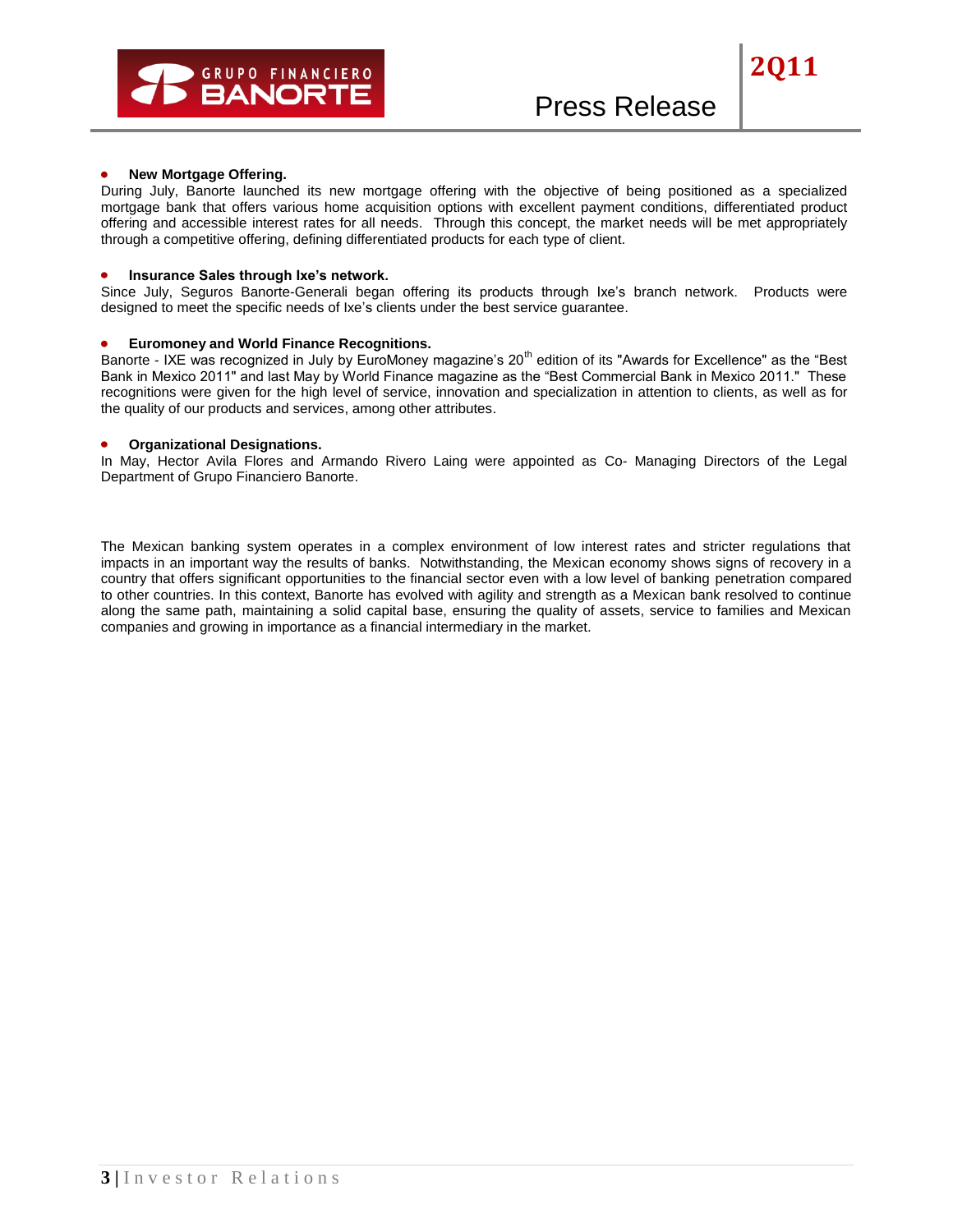- **New Mortgage Offering.**

During July, Banorte launched its new mortgage offering with the objective of being positioned as a specialized mortgage bank that offers various home acquisition options with excellent payment conditions, differentiated product offering and accessible interest rates for all needs. Through this concept, the market needs will be met appropriately through a competitive offering, defining differentiated products for each type of client.

- **Insurance Sales through Ixe's network.**

Since July, Seguros Banorte-Generali began offering its products through Ixe's branch network. Products were designed to meet the specific needs of Ixe's clients under the best service guarantee.

- **Euromoney and World Finance Recognitions.**

Banorte - IXE was recognized in July by EuroMoney magazine's 20th edition of its "Awards for Excellence" as the "Best Bank in Mexico 2011" and last May by World Finance magazine as the "Best Commercial Bank in Mexico 2011." These recognitions were given for the high level of service, innovation and specialization in attention to clients, as well as for the quality of our products and services, among other attributes.

- **Organizational Designations.**

In May, Hector Avila Flores and Armando Rivero Laing were appointed as Co- Managing Directors of the Legal Department of Grupo Financiero Banorte.

The Mexican banking system operates in a complex environment of low interest rates and stricter regulations that impacts in an important way the results of banks. Notwithstanding, the Mexican economy shows signs of recovery in a country that offers significant opportunities to the financial sector even with a low level of banking penetration compared to other countries. In this context, Banorte has evolved with agility and strength as a Mexican bank resolved to continue along the same path, maintaining a solid capital base, ensuring the quality of assets, service to families and Mexican companies and growing in importance as a financial intermediary in the market.